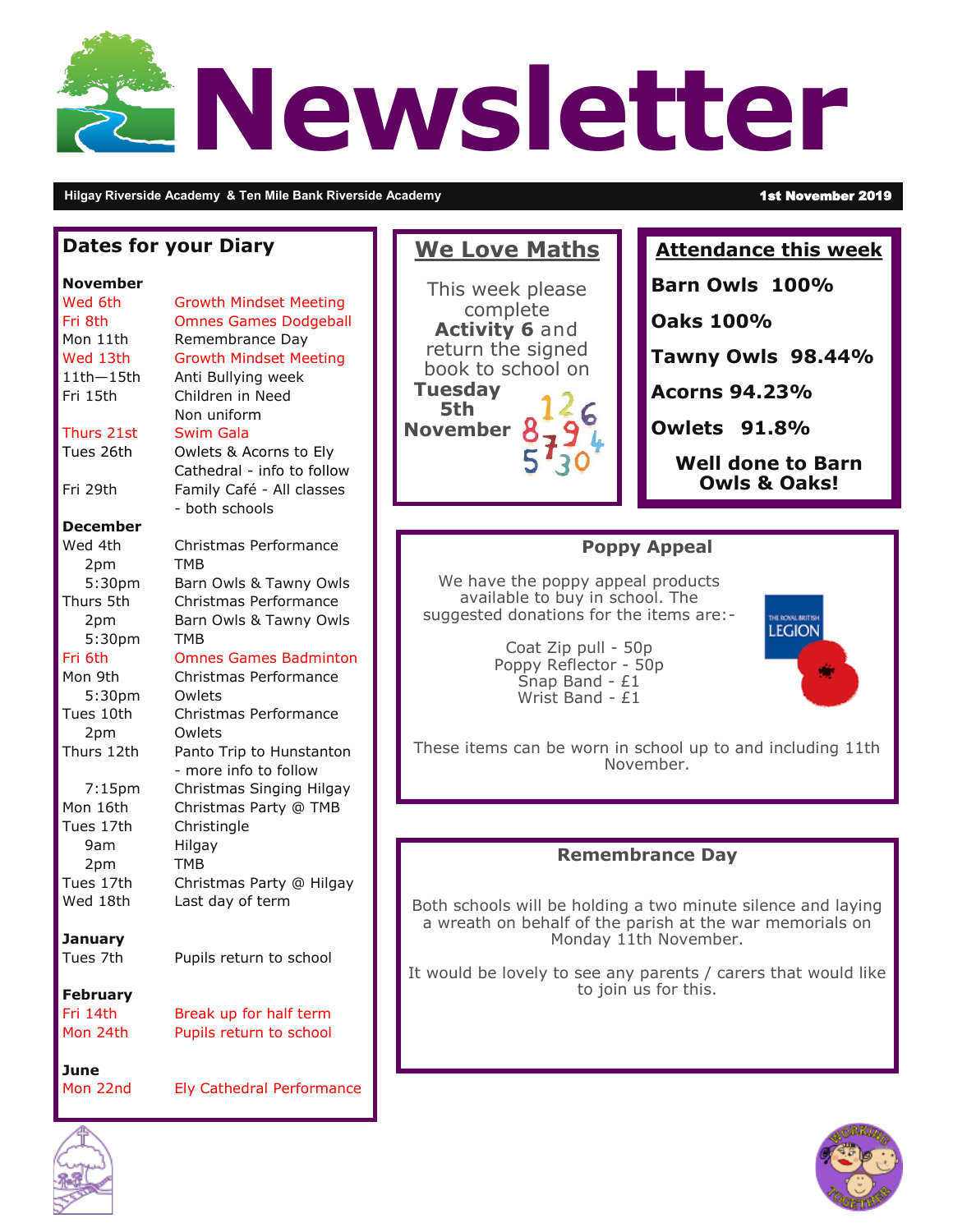# Newsletter

**Hilgay Riverside Academy & Ten Mile Bank Riverside Academy** — **1st November 2019**

## Dates for your Diary

**November**

| | |
|---|---|
| Wed 6th | Growth Mindset Meeting |
| Fri 8th | Omnes Games Dodgeball |
| Mon 11th | Remembrance Day |
| Wed 13th | Growth Mindset Meeting |
| 11th—15th | Anti Bullying week |
| Fri 15th | Children in Need Non uniform |
| Thurs 21st | Swim Gala |
| Tues 26th | Owlets & Acorns to Ely Cathedral - info to follow |
| Fri 29th | Family Café - All classes - both schools |

**December**

| | |
|---|---|
| Wed 4th | Christmas Performance |
| 2pm | TMB |
| 5:30pm | Barn Owls & Tawny Owls |
| Thurs 5th | Christmas Performance |
| 2pm | Barn Owls & Tawny Owls |
| 5:30pm | TMB |
| Fri 6th | Omnes Games Badminton |
| Mon 9th | Christmas Performance |
| 5:30pm | Owlets |
| Tues 10th | Christmas Performance |
| 2pm | Owlets |
| Thurs 12th | Panto Trip to Hunstanton - more info to follow |
| 7:15pm | Christmas Singing Hilgay |
| Mon 16th | Christmas Party @ TMB |
| Tues 17th | Christingle |
| 9am | Hilgay |
| 2pm | TMB |
| Tues 17th | Christmas Party @ Hilgay |
| Wed 18th | Last day of term |

**January**

| | |
|---|---|
| Tues 7th | Pupils return to school |

**February**

| | |
|---|---|
| Fri 14th | Break up for half term |
| Mon 24th | Pupils return to school |

**June**

| | |
|---|---|
| Mon 22nd | Ely Cathedral Performance |

## We Love Maths

This week please complete **Activity 6** and return the signed book to school on **Tuesday 5th November**

## Attendance this week

**Barn Owls 100%**

**Oaks 100%**

**Tawny Owls 98.44%**

**Acorns 94.23%**

**Owlets 91.8%**

**Well done to Barn Owls & Oaks!**

## Poppy Appeal

We have the poppy appeal products available to buy in school. The suggested donations for the items are:-

Coat Zip pull - 50p
Poppy Reflector - 50p
Snap Band - £1
Wrist Band - £1

These items can be worn in school up to and including 11th November.

## Remembrance Day

Both schools will be holding a two minute silence and laying a wreath on behalf of the parish at the war memorials on Monday 11th November.

It would be lovely to see any parents / carers that would like to join us for this.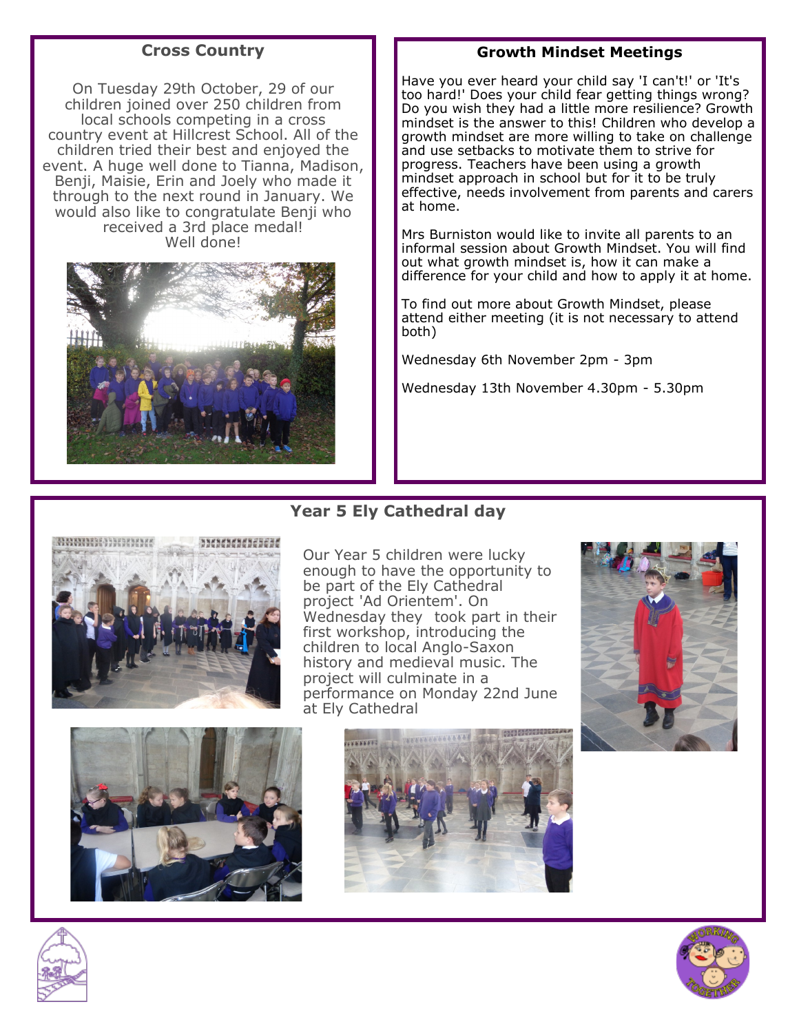## Cross Country

On Tuesday 29th October, 29 of our children joined over 250 children from local schools competing in a cross country event at Hillcrest School. All of the children tried their best and enjoyed the event. A huge well done to Tianna, Madison, Benji, Maisie, Erin and Joely who made it through to the next round in January. We would also like to congratulate Benji who received a 3rd place medal! Well done!

## Growth Mindset Meetings

Have you ever heard your child say 'I can't!' or 'It's too hard!' Does your child fear getting things wrong? Do you wish they had a little more resilience? Growth mindset is the answer to this! Children who develop a growth mindset are more willing to take on challenge and use setbacks to motivate them to strive for progress. Teachers have been using a growth mindset approach in school but for it to be truly effective, needs involvement from parents and carers at home.

Mrs Burniston would like to invite all parents to an informal session about Growth Mindset. You will find out what growth mindset is, how it can make a difference for your child and how to apply it at home.

To find out more about Growth Mindset, please attend either meeting (it is not necessary to attend both)

Wednesday 6th November 2pm - 3pm

Wednesday 13th November 4.30pm - 5.30pm

## Year 5 Ely Cathedral day

Our Year 5 children were lucky enough to have the opportunity to be part of the Ely Cathedral project 'Ad Orientem'. On Wednesday they took part in their first workshop, introducing the children to local Anglo-Saxon history and medieval music. The project will culminate in a performance on Monday 22nd June at Ely Cathedral